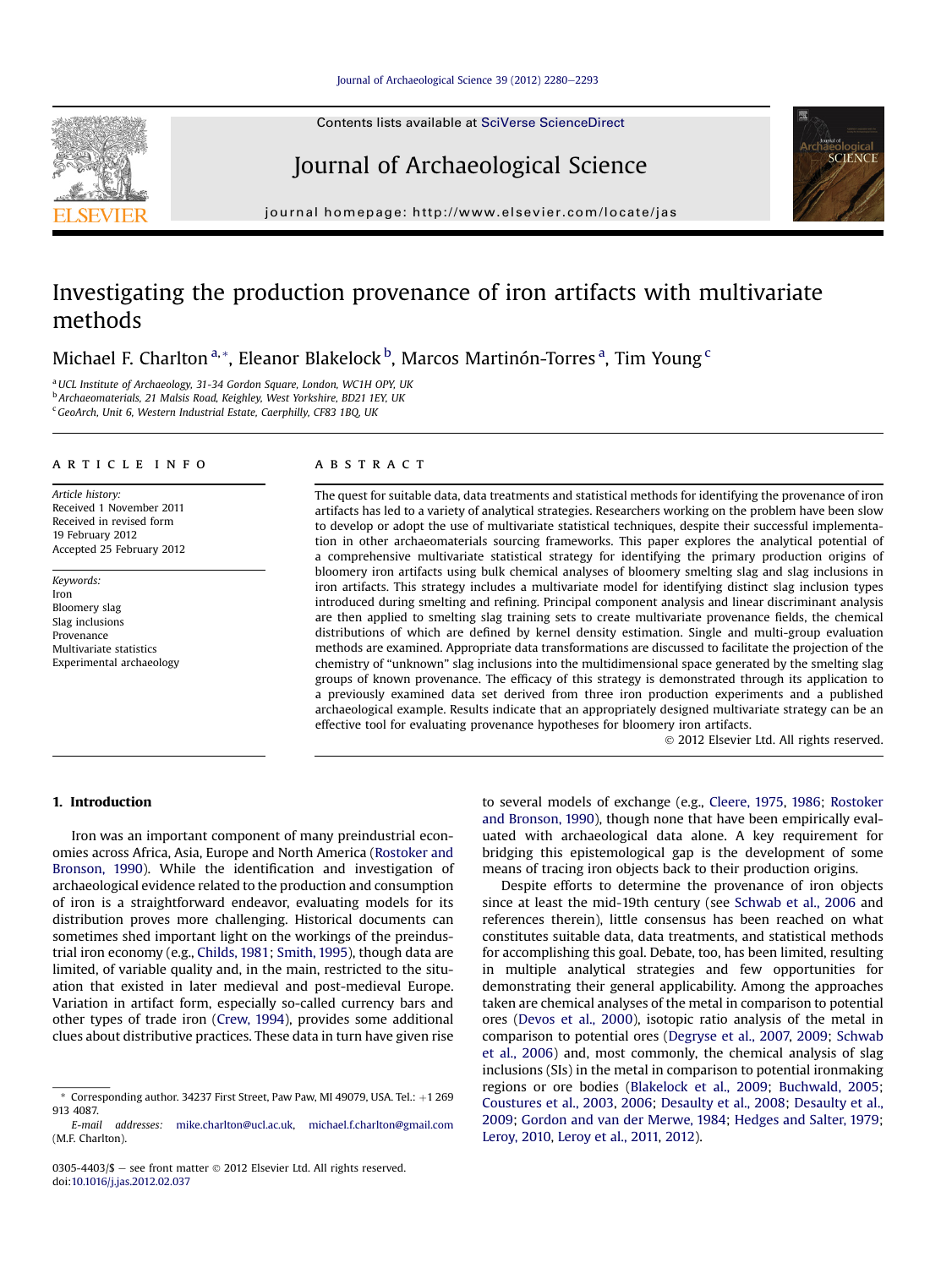Contents lists available at SciVerse ScienceDirect

# Journal of Archaeological Science

journal homepage: http://www.elsevier.com/locate/jas

# Investigating the production provenance of iron artifacts with multivariate methods

Michael F. Charlton [a,*], Eleanor Blakelock [b], Marcos Martinón-Torres [a], Tim Young [c]

[a] UCL Institute of Archaeology, 31-34 Gordon Square, London, WC1H OPY, UK
[b] Archaeomaterials, 21 Malsis Road, Keighley, West Yorkshire, BD21 1EY, UK
[c] GeoArch, Unit 6, Western Industrial Estate, Caerphilly, CF83 1BQ, UK

ARTICLE INFO

*Article history:*
Received 1 November 2011
Received in revised form 19 February 2012
Accepted 25 February 2012

*Keywords:*
Iron
Bloomery slag
Slag inclusions
Provenance
Multivariate statistics
Experimental archaeology

ABSTRACT

The quest for suitable data, data treatments and statistical methods for identifying the provenance of iron artifacts has led to a variety of analytical strategies. Researchers working on the problem have been slow to develop or adopt the use of multivariate statistical techniques, despite their successful implementation in other archaeomaterials sourcing frameworks. This paper explores the analytical potential of a comprehensive multivariate statistical strategy for identifying the primary production origins of bloomery iron artifacts using bulk chemical analyses of bloomery smelting slag and slag inclusions in iron artifacts. This strategy includes a multivariate model for identifying distinct slag inclusion types introduced during smelting and refining. Principal component analysis and linear discriminant analysis are then applied to smelting slag training sets to create multivariate provenance fields, the chemical distributions of which are defined by kernel density estimation. Single and multi-group evaluation methods are examined. Appropriate data transformations are discussed to facilitate the projection of the chemistry of "unknown" slag inclusions into the multidimensional space generated by the smelting slag groups of known provenance. The efficacy of this strategy is demonstrated through its application to a previously examined data set derived from three iron production experiments and a published archaeological example. Results indicate that an appropriately designed multivariate strategy can be an effective tool for evaluating provenance hypotheses for bloomery iron artifacts.

© 2012 Elsevier Ltd. All rights reserved.

## 1. Introduction

Iron was an important component of many preindustrial economies across Africa, Asia, Europe and North America (Rostoker and Bronson, 1990). While the identification and investigation of archaeological evidence related to the production and consumption of iron is a straightforward endeavor, evaluating models for its distribution proves more challenging. Historical documents can sometimes shed important light on the workings of the preindustrial iron economy (e.g., Childs, 1981; Smith, 1995), though data are limited, of variable quality and, in the main, restricted to the situation that existed in later medieval and post-medieval Europe. Variation in artifact form, especially so-called currency bars and other types of trade iron (Crew, 1994), provides some additional clues about distributive practices. These data in turn have given rise to several models of exchange (e.g., Cleere, 1975, 1986; Rostoker and Bronson, 1990), though none that have been empirically evaluated with archaeological data alone. A key requirement for bridging this epistemological gap is the development of some means of tracing iron objects back to their production origins.

Despite efforts to determine the provenance of iron objects since at least the mid-19th century (see Schwab et al., 2006 and references therein), little consensus has been reached on what constitutes suitable data, data treatments, and statistical methods for accomplishing this goal. Debate, too, has been limited, resulting in multiple analytical strategies and few opportunities for demonstrating their general applicability. Among the approaches taken are chemical analyses of the metal in comparison to potential ores (Devos et al., 2000), isotopic ratio analysis of the metal in comparison to potential ores (Degryse et al., 2007, 2009; Schwab et al., 2006) and, most commonly, the chemical analysis of slag inclusions (SIs) in the metal in comparison to potential ironmaking regions or ore bodies (Blakelock et al., 2009; Buchwald, 2005; Coustures et al., 2003, 2006; Desaulty et al., 2008; Desaulty et al., 2009; Gordon and van der Merwe, 1984; Hedges and Salter, 1979; Leroy, 2010, Leroy et al., 2011, 2012).

\* Corresponding author. 34237 First Street, Paw Paw, MI 49079, USA. Tel.: +1 269 913 4087.
E-mail addresses: mike.charlton@ucl.ac.uk, michael.f.charlton@gmail.com (M.F. Charlton).

0305-4403/$ – see front matter © 2012 Elsevier Ltd. All rights reserved.
doi:10.1016/j.jas.2012.02.037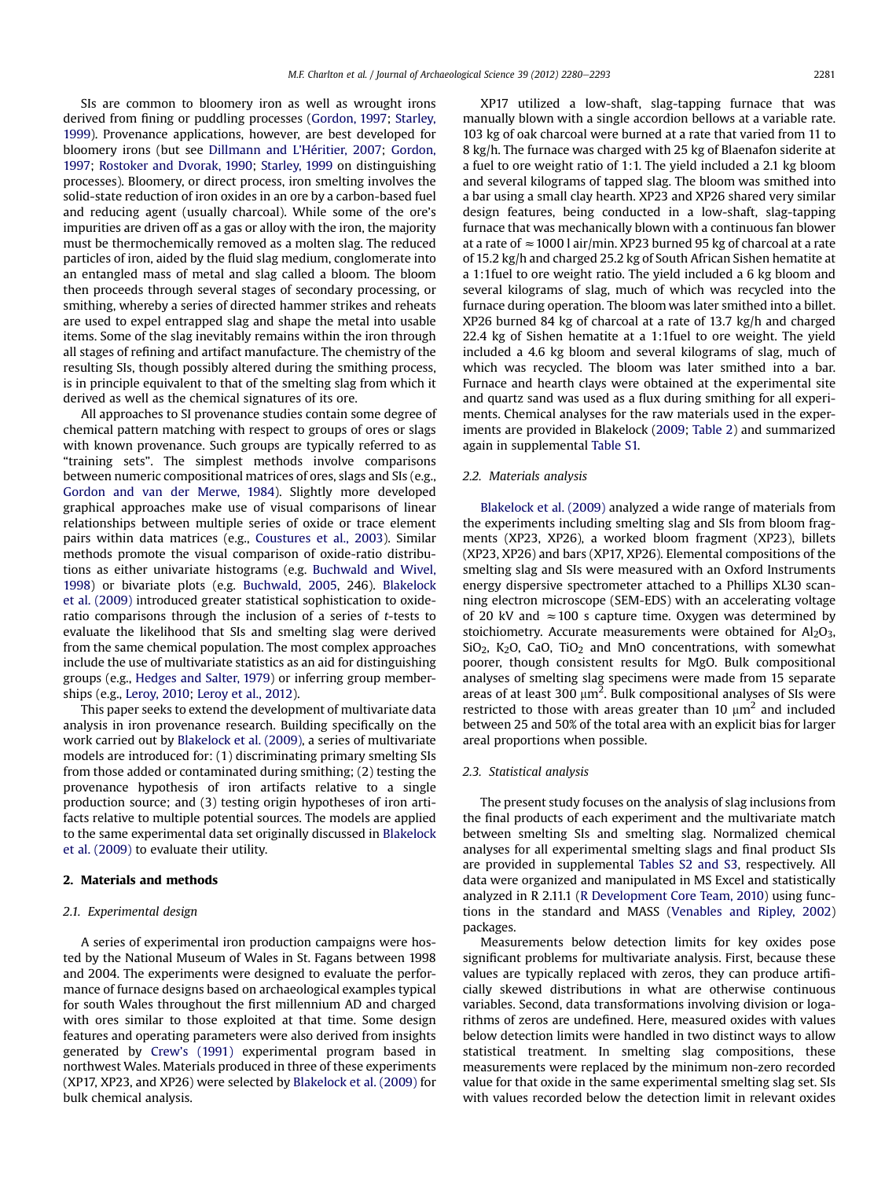SIs are common to bloomery iron as well as wrought irons derived from fining or puddling processes (Gordon, 1997; Starley, 1999). Provenance applications, however, are best developed for bloomery irons (but see Dillmann and L'Héritier, 2007; Gordon, 1997; Rostoker and Dvorak, 1990; Starley, 1999 on distinguishing processes). Bloomery, or direct process, iron smelting involves the solid-state reduction of iron oxides in an ore by a carbon-based fuel and reducing agent (usually charcoal). While some of the ore's impurities are driven off as a gas or alloy with the iron, the majority must be thermochemically removed as a molten slag. The reduced particles of iron, aided by the fluid slag medium, conglomerate into an entangled mass of metal and slag called a bloom. The bloom then proceeds through several stages of secondary processing, or smithing, whereby a series of directed hammer strikes and reheats are used to expel entrapped slag and shape the metal into usable items. Some of the slag inevitably remains within the iron through all stages of refining and artifact manufacture. The chemistry of the resulting SIs, though possibly altered during the smithing process, is in principle equivalent to that of the smelting slag from which it derived as well as the chemical signatures of its ore.

All approaches to SI provenance studies contain some degree of chemical pattern matching with respect to groups of ores or slags with known provenance. Such groups are typically referred to as "training sets". The simplest methods involve comparisons between numeric compositional matrices of ores, slags and SIs (e.g., Gordon and van der Merwe, 1984). Slightly more developed graphical approaches make use of visual comparisons of linear relationships between multiple series of oxide or trace element pairs within data matrices (e.g., Coustures et al., 2003). Similar methods promote the visual comparison of oxide-ratio distributions as either univariate histograms (e.g. Buchwald and Wivel, 1998) or bivariate plots (e.g. Buchwald, 2005, 246). Blakelock et al. (2009) introduced greater statistical sophistication to oxide-ratio comparisons through the inclusion of a series of *t*-tests to evaluate the likelihood that SIs and smelting slag were derived from the same chemical population. The most complex approaches include the use of multivariate statistics as an aid for distinguishing groups (e.g., Hedges and Salter, 1979) or inferring group memberships (e.g., Leroy, 2010; Leroy et al., 2012).

This paper seeks to extend the development of multivariate data analysis in iron provenance research. Building specifically on the work carried out by Blakelock et al. (2009), a series of multivariate models are introduced for: (1) discriminating primary smelting SIs from those added or contaminated during smithing; (2) testing the provenance hypothesis of iron artifacts relative to a single production source; and (3) testing origin hypotheses of iron artifacts relative to multiple potential sources. The models are applied to the same experimental data set originally discussed in Blakelock et al. (2009) to evaluate their utility.

## 2. Materials and methods

### 2.1. Experimental design

A series of experimental iron production campaigns were hosted by the National Museum of Wales in St. Fagans between 1998 and 2004. The experiments were designed to evaluate the performance of furnace designs based on archaeological examples typical for south Wales throughout the first millennium AD and charged with ores similar to those exploited at that time. Some design features and operating parameters were also derived from insights generated by Crew's (1991) experimental program based in northwest Wales. Materials produced in three of these experiments (XP17, XP23, and XP26) were selected by Blakelock et al. (2009) for bulk chemical analysis.

XP17 utilized a low-shaft, slag-tapping furnace that was manually blown with a single accordion bellows at a variable rate. 103 kg of oak charcoal were burned at a rate that varied from 11 to 8 kg/h. The furnace was charged with 25 kg of Blaenafon siderite at a fuel to ore weight ratio of 1:1. The yield included a 2.1 kg bloom and several kilograms of tapped slag. The bloom was smithed into a bar using a small clay hearth. XP23 and XP26 shared very similar design features, being conducted in a low-shaft, slag-tapping furnace that was mechanically blown with a continuous fan blower at a rate of ≈1000 l air/min. XP23 burned 95 kg of charcoal at a rate of 15.2 kg/h and charged 25.2 kg of South African Sishen hematite at a 1:1fuel to ore weight ratio. The yield included a 6 kg bloom and several kilograms of slag, much of which was recycled into the furnace during operation. The bloom was later smithed into a billet. XP26 burned 84 kg of charcoal at a rate of 13.7 kg/h and charged 22.4 kg of Sishen hematite at a 1:1fuel to ore weight. The yield included a 4.6 kg bloom and several kilograms of slag, much of which was recycled. The bloom was later smithed into a bar. Furnace and hearth clays were obtained at the experimental site and quartz sand was used as a flux during smithing for all experiments. Chemical analyses for the raw materials used in the experiments are provided in Blakelock (2009; Table 2) and summarized again in supplemental Table S1.

### 2.2. Materials analysis

Blakelock et al. (2009) analyzed a wide range of materials from the experiments including smelting slag and SIs from bloom fragments (XP23, XP26), a worked bloom fragment (XP23), billets (XP23, XP26) and bars (XP17, XP26). Elemental compositions of the smelting slag and SIs were measured with an Oxford Instruments energy dispersive spectrometer attached to a Phillips XL30 scanning electron microscope (SEM-EDS) with an accelerating voltage of 20 kV and ≈100 s capture time. Oxygen was determined by stoichiometry. Accurate measurements were obtained for $Al_2O_3$, $SiO_2$, $K_2O$, CaO, $TiO_2$ and MnO concentrations, with somewhat poorer, though consistent results for MgO. Bulk compositional analyses of smelting slag specimens were made from 15 separate areas of at least 300 $\mu m^2$. Bulk compositional analyses of SIs were restricted to those with areas greater than 10 $\mu m^2$ and included between 25 and 50% of the total area with an explicit bias for larger areal proportions when possible.

### 2.3. Statistical analysis

The present study focuses on the analysis of slag inclusions from the final products of each experiment and the multivariate match between smelting SIs and smelting slag. Normalized chemical analyses for all experimental smelting slags and final product SIs are provided in supplemental Tables S2 and S3, respectively. All data were organized and manipulated in MS Excel and statistically analyzed in R 2.11.1 (R Development Core Team, 2010) using functions in the standard and MASS (Venables and Ripley, 2002) packages.

Measurements below detection limits for key oxides pose significant problems for multivariate analysis. First, because these values are typically replaced with zeros, they can produce artificially skewed distributions in what are otherwise continuous variables. Second, data transformations involving division or logarithms of zeros are undefined. Here, measured oxides with values below detection limits were handled in two distinct ways to allow statistical treatment. In smelting slag compositions, these measurements were replaced by the minimum non-zero recorded value for that oxide in the same experimental smelting slag set. SIs with values recorded below the detection limit in relevant oxides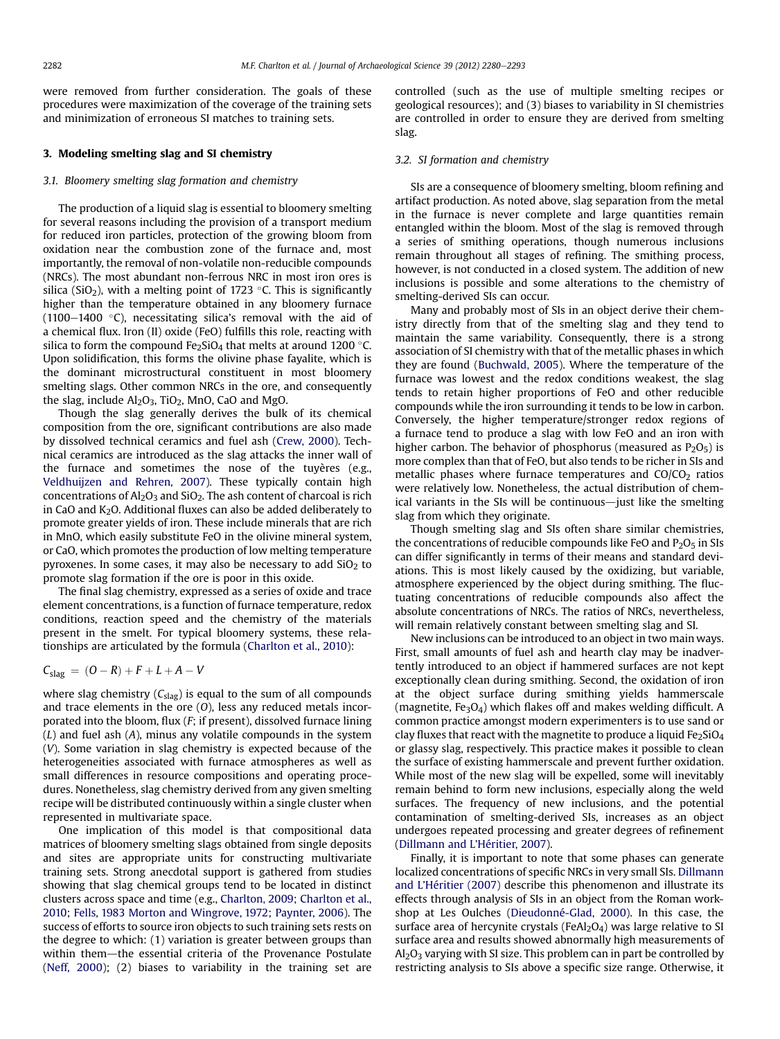were removed from further consideration. The goals of these procedures were maximization of the coverage of the training sets and minimization of erroneous SI matches to training sets.

## 3. Modeling smelting slag and SI chemistry

### 3.1. Bloomery smelting slag formation and chemistry

The production of a liquid slag is essential to bloomery smelting for several reasons including the provision of a transport medium for reduced iron particles, protection of the growing bloom from oxidation near the combustion zone of the furnace and, most importantly, the removal of non-volatile non-reducible compounds (NRCs). The most abundant non-ferrous NRC in most iron ores is silica ($SiO_2$), with a melting point of 1723 °C. This is significantly higher than the temperature obtained in any bloomery furnace (1100–1400 °C), necessitating silica's removal with the aid of a chemical flux. Iron (II) oxide (FeO) fulfills this role, reacting with silica to form the compound $Fe_2SiO_4$ that melts at around 1200 °C. Upon solidification, this forms the olivine phase fayalite, which is the dominant microstructural constituent in most bloomery smelting slags. Other common NRCs in the ore, and consequently the slag, include $Al_2O_3$, $TiO_2$, MnO, CaO and MgO.

Though the slag generally derives the bulk of its chemical composition from the ore, significant contributions are also made by dissolved technical ceramics and fuel ash (Crew, 2000). Technical ceramics are introduced as the slag attacks the inner wall of the furnace and sometimes the nose of the tuyères (e.g., Veldhuijzen and Rehren, 2007). These typically contain high concentrations of $Al_2O_3$ and $SiO_2$. The ash content of charcoal is rich in CaO and $K_2O$. Additional fluxes can also be added deliberately to promote greater yields of iron. These include minerals that are rich in MnO, which easily substitute FeO in the olivine mineral system, or CaO, which promotes the production of low melting temperature pyroxenes. In some cases, it may also be necessary to add $SiO_2$ to promote slag formation if the ore is poor in this oxide.

The final slag chemistry, expressed as a series of oxide and trace element concentrations, is a function of furnace temperature, redox conditions, reaction speed and the chemistry of the materials present in the smelt. For typical bloomery systems, these relationships are articulated by the formula (Charlton et al., 2010):

$$C_{slag} = (O - R) + F + L + A - V$$

where slag chemistry ($C_{slag}$) is equal to the sum of all compounds and trace elements in the ore ($O$), less any reduced metals incorporated into the bloom, flux ($F$; if present), dissolved furnace lining ($L$) and fuel ash ($A$), minus any volatile compounds in the system ($V$). Some variation in slag chemistry is expected because of the heterogeneities associated with furnace atmospheres as well as small differences in resource compositions and operating procedures. Nonetheless, slag chemistry derived from any given smelting recipe will be distributed continuously within a single cluster when represented in multivariate space.

One implication of this model is that compositional data matrices of bloomery smelting slags obtained from single deposits and sites are appropriate units for constructing multivariate training sets. Strong anecdotal support is gathered from studies showing that slag chemical groups tend to be located in distinct clusters across space and time (e.g., Charlton, 2009; Charlton et al., 2010; Fells, 1983 Morton and Wingrove, 1972; Paynter, 2006). The success of efforts to source iron objects to such training sets rests on the degree to which: (1) variation is greater between groups than within them—the essential criteria of the Provenance Postulate (Neff, 2000); (2) biases to variability in the training set are controlled (such as the use of multiple smelting recipes or geological resources); and (3) biases to variability in SI chemistries are controlled in order to ensure they are derived from smelting slag.

### 3.2. SI formation and chemistry

SIs are a consequence of bloomery smelting, bloom refining and artifact production. As noted above, slag separation from the metal in the furnace is never complete and large quantities remain entangled within the bloom. Most of the slag is removed through a series of smithing operations, though numerous inclusions remain throughout all stages of refining. The smithing process, however, is not conducted in a closed system. The addition of new inclusions is possible and some alterations to the chemistry of smelting-derived SIs can occur.

Many and probably most of SIs in an object derive their chemistry directly from that of the smelting slag and they tend to maintain the same variability. Consequently, there is a strong association of SI chemistry with that of the metallic phases in which they are found (Buchwald, 2005). Where the temperature of the furnace was lowest and the redox conditions weakest, the slag tends to retain higher proportions of FeO and other reducible compounds while the iron surrounding it tends to be low in carbon. Conversely, the higher temperature/stronger redox regions of a furnace tend to produce a slag with low FeO and an iron with higher carbon. The behavior of phosphorus (measured as $P_2O_5$) is more complex than that of FeO, but also tends to be richer in SIs and metallic phases where furnace temperatures and $CO/CO_2$ ratios were relatively low. Nonetheless, the actual distribution of chemical variants in the SIs will be continuous—just like the smelting slag from which they originate.

Though smelting slag and SIs often share similar chemistries, the concentrations of reducible compounds like FeO and $P_2O_5$ in SIs can differ significantly in terms of their means and standard deviations. This is most likely caused by the oxidizing, but variable, atmosphere experienced by the object during smithing. The fluctuating concentrations of reducible compounds also affect the absolute concentrations of NRCs. The ratios of NRCs, nevertheless, will remain relatively constant between smelting slag and SI.

New inclusions can be introduced to an object in two main ways. First, small amounts of fuel ash and hearth clay may be inadvertently introduced to an object if hammered surfaces are not kept exceptionally clean during smithing. Second, the oxidation of iron at the object surface during smithing yields hammerscale (magnetite, $Fe_3O_4$) which flakes off and makes welding difficult. A common practice amongst modern experimenters is to use sand or clay fluxes that react with the magnetite to produce a liquid $Fe_2SiO_4$ or glassy slag, respectively. This practice makes it possible to clean the surface of existing hammerscale and prevent further oxidation. While most of the new slag will be expelled, some will inevitably remain behind to form new inclusions, especially along the weld surfaces. The frequency of new inclusions, and the potential contamination of smelting-derived SIs, increases as an object undergoes repeated processing and greater degrees of refinement (Dillmann and L'Héritier, 2007).

Finally, it is important to note that some phases can generate localized concentrations of specific NRCs in very small SIs. Dillmann and L'Héritier (2007) describe this phenomenon and illustrate its effects through analysis of SIs in an object from the Roman workshop at Les Oulches (Dieudonné-Glad, 2000). In this case, the surface area of hercynite crystals ($FeAl_2O_4$) was large relative to SI surface area and results showed abnormally high measurements of $Al_2O_3$ varying with SI size. This problem can in part be controlled by restricting analysis to SIs above a specific size range. Otherwise, it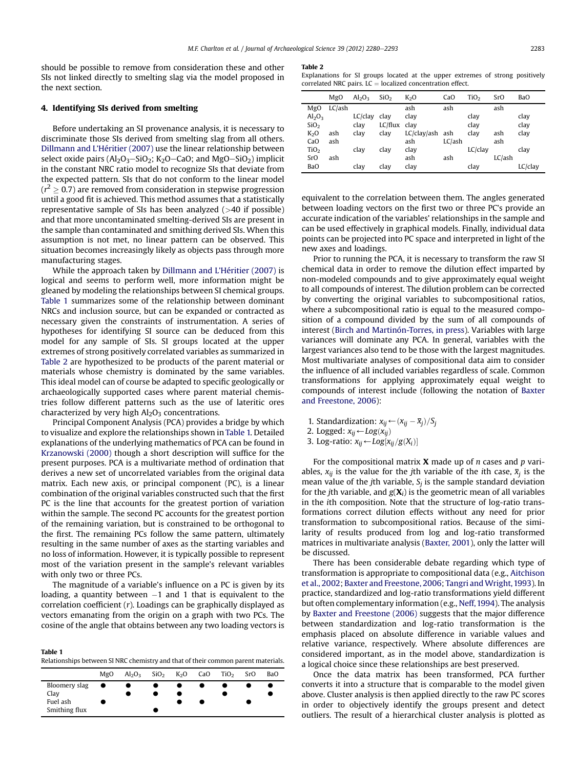should be possible to remove from consideration these and other SIs not linked directly to smelting slag via the model proposed in the next section.

## 4. Identifying SIs derived from smelting

Before undertaking an SI provenance analysis, it is necessary to discriminate those SIs derived from smelting slag from all others. Dillmann and L'Héritier (2007) use the linear relationship between select oxide pairs ($Al_2O_3$–$SiO_2$; $K_2O$–$CaO$; and $MgO$–$SiO_2$) implicit in the constant NRC ratio model to recognize SIs that deviate from the expected pattern. SIs that do not conform to the linear model ($r^2 \geq 0.7$) are removed from consideration in stepwise progression until a good fit is achieved. This method assumes that a statistically representative sample of SIs has been analyzed (>40 if possible) and that more uncontaminated smelting-derived SIs are present in the sample than contaminated and smithing derived SIs. When this assumption is not met, no linear pattern can be observed. This situation becomes increasingly likely as objects pass through more manufacturing stages.

While the approach taken by Dillmann and L'Héritier (2007) is logical and seems to perform well, more information might be gleaned by modeling the relationships between SI chemical groups. Table 1 summarizes some of the relationship between dominant NRCs and inclusion source, but can be expanded or contracted as necessary given the constraints of instrumentation. A series of hypotheses for identifying SI source can be deduced from this model for any sample of SIs. SI groups located at the upper extremes of strong positively correlated variables as summarized in Table 2 are hypothesized to be products of the parent material or materials whose chemistry is dominated by the same variables. This ideal model can of course be adapted to specific geologically or archaeologically supported cases where parent material chemistries follow different patterns such as the use of lateritic ores characterized by very high $Al_2O_3$ concentrations.

Principal Component Analysis (PCA) provides a bridge by which to visualize and explore the relationships shown in Table 1. Detailed explanations of the underlying mathematics of PCA can be found in Krzanowski (2000) though a short description will suffice for the present purposes. PCA is a multivariate method of ordination that derives a new set of uncorrelated variables from the original data matrix. Each new axis, or principal component (PC), is a linear combination of the original variables constructed such that the first PC is the line that accounts for the greatest portion of variation within the sample. The second PC accounts for the greatest portion of the remaining variation, but is constrained to be orthogonal to the first. The remaining PCs follow the same pattern, ultimately resulting in the same number of axes as the starting variables and no loss of information. However, it is typically possible to represent most of the variation present in the sample's relevant variables with only two or three PCs.

The magnitude of a variable's influence on a PC is given by its loading, a quantity between −1 and 1 that is equivalent to the correlation coefficient ($r$). Loadings can be graphically displayed as vectors emanating from the origin on a graph with two PCs. The cosine of the angle that obtains between any two loading vectors is equivalent to the correlation between them. The angles generated between loading vectors on the first two or three PC's provide an accurate indication of the variables' relationships in the sample and can be used effectively in graphical models. Finally, individual data points can be projected into PC space and interpreted in light of the new axes and loadings.

**Table 1**
Relationships between SI NRC chemistry and that of their common parent materials.

| | $MgO$ | $Al_2O_3$ | $SiO_2$ | $K_2O$ | $CaO$ | $TiO_2$ | $SrO$ | $BaO$ |
|---|---|---|---|---|---|---|---|---|
| Bloomery slag | ● | ● | ● | ● | ● | ● | ● | ● |
| Clay | | ● | ● | ● | | ● | | ● |
| Fuel ash | ● | | | ● | ● | | ● | |
| Smithing flux | | | ● | | | | | |

**Table 2**
Explanations for SI groups located at the upper extremes of strong positively correlated NRC pairs. LC = localized concentration effect.

| | $MgO$ | $Al_2O_3$ | $SiO_2$ | $K_2O$ | $CaO$ | $TiO_2$ | $SrO$ | $BaO$ |
|---|---|---|---|---|---|---|---|---|
| $MgO$ | LC/ash | | | ash | ash | | ash | |
| $Al_2O_3$ | | LC/clay | clay | clay | | clay | | clay |
| $SiO_2$ | | clay | LC/flux | clay | | clay | | clay |
| $K_2O$ | ash | clay | clay | LC/clay/ash | ash | clay | ash | clay |
| $CaO$ | ash | | | ash | LC/ash | | ash | |
| $TiO_2$ | | clay | clay | clay | | LC/clay | | clay |
| $SrO$ | ash | | | ash | ash | | LC/ash | |
| $BaO$ | | clay | clay | clay | | clay | | LC/clay |

Prior to running the PCA, it is necessary to transform the raw SI chemical data in order to remove the dilution effect imparted by non-modeled compounds and to give approximately equal weight to all compounds of interest. The dilution problem can be corrected by converting the original variables to subcompositional ratios, where a subcompositional ratio is equal to the measured composition of a compound divided by the sum of all compounds of interest (Birch and Martinón-Torres, in press). Variables with large variances will dominate any PCA. In general, variables with the largest variances also tend to be those with the largest magnitudes. Most multivariate analyses of compositional data aim to consider the influence of all included variables regardless of scale. Common transformations for applying approximately equal weight to compounds of interest include (following the notation of Baxter and Freestone, 2006):

1. Standardization: $x_{ij} \leftarrow (x_{ij} - \bar{x}_j)/S_j$
2. Logged: $x_{ij} \leftarrow Log(x_{ij})$
3. Log-ratio: $x_{ij} \leftarrow Log[x_{ij}/g(X_i)]$

For the compositional matrix $\mathbf{X}$ made up of $n$ cases and $p$ variables, $x_{ij}$ is the value for the $j$th variable of the $i$th case, $\bar{x}_j$ is the mean value of the $j$th variable, $S_j$ is the sample standard deviation for the $j$th variable, and $g(\mathbf{X}_i)$ is the geometric mean of all variables in the $i$th composition. Note that the structure of log-ratio transformations correct dilution effects without any need for prior transformation to subcompositional ratios. Because of the similarity of results produced from log and log-ratio transformed matrices in multivariate analysis (Baxter, 2001), only the latter will be discussed.

There has been considerable debate regarding which type of transformation is appropriate to compositional data (e.g., Aitchison et al., 2002; Baxter and Freestone, 2006; Tangri and Wright, 1993). In practice, standardized and log-ratio transformations yield different but often complementary information (e.g., Neff, 1994). The analysis by Baxter and Freestone (2006) suggests that the major difference between standardization and log-ratio transformation is the emphasis placed on absolute difference in variable values and relative variance, respectively. Where absolute differences are considered important, as in the model above, standardization is a logical choice since these relationships are best preserved.

Once the data matrix has been transformed, PCA further converts it into a structure that is comparable to the model given above. Cluster analysis is then applied directly to the raw PC scores in order to objectively identify the groups present and detect outliers. The result of a hierarchical cluster analysis is plotted as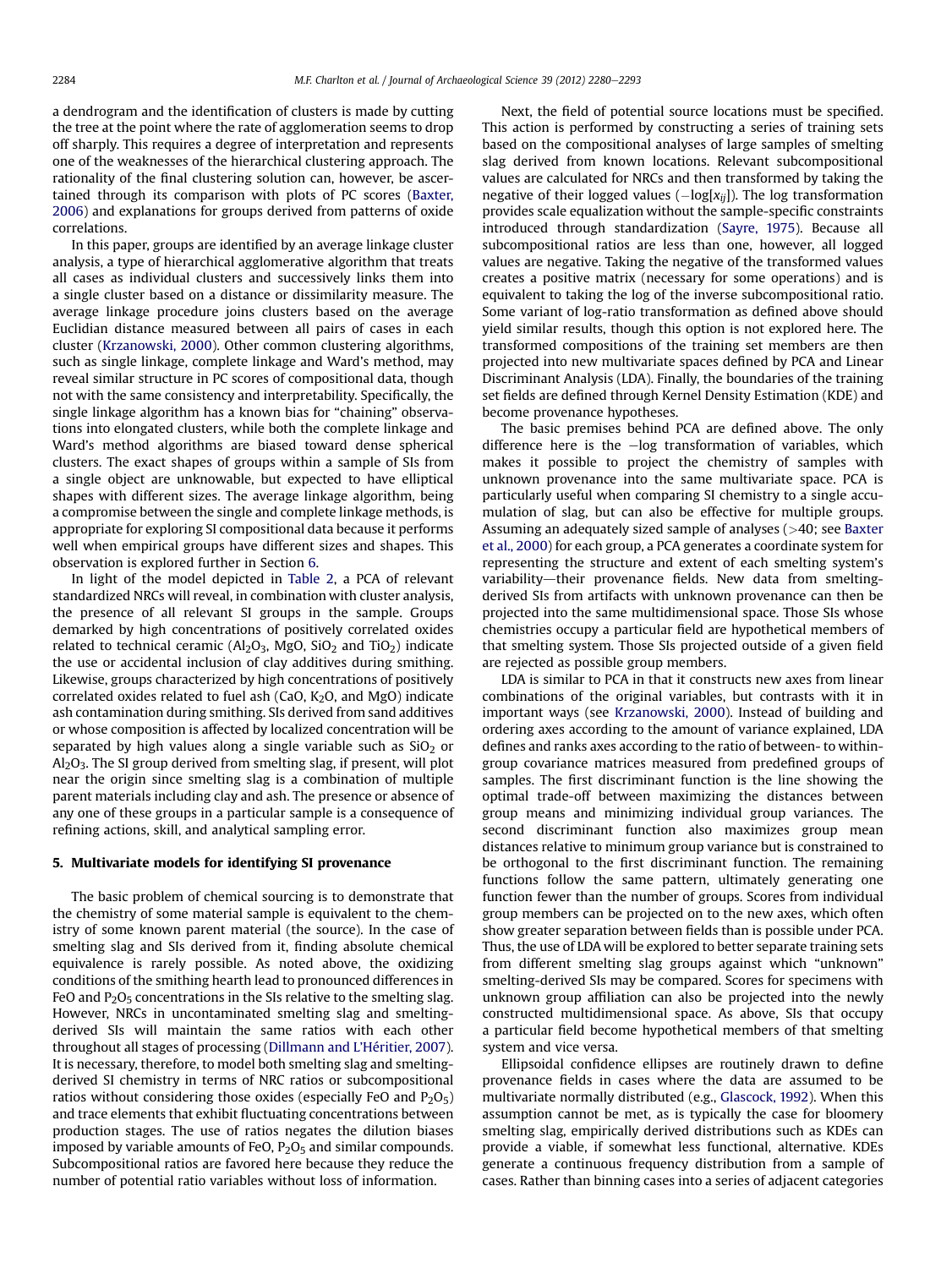a dendrogram and the identification of clusters is made by cutting the tree at the point where the rate of agglomeration seems to drop off sharply. This requires a degree of interpretation and represents one of the weaknesses of the hierarchical clustering approach. The rationality of the final clustering solution can, however, be ascertained through its comparison with plots of PC scores (Baxter, 2006) and explanations for groups derived from patterns of oxide correlations.

In this paper, groups are identified by an average linkage cluster analysis, a type of hierarchical agglomerative algorithm that treats all cases as individual clusters and successively links them into a single cluster based on a distance or dissimilarity measure. The average linkage procedure joins clusters based on the average Euclidian distance measured between all pairs of cases in each cluster (Krzanowski, 2000). Other common clustering algorithms, such as single linkage, complete linkage and Ward's method, may reveal similar structure in PC scores of compositional data, though not with the same consistency and interpretability. Specifically, the single linkage algorithm has a known bias for "chaining" observations into elongated clusters, while both the complete linkage and Ward's method algorithms are biased toward dense spherical clusters. The exact shapes of groups within a sample of SIs from a single object are unknowable, but expected to have elliptical shapes with different sizes. The average linkage algorithm, being a compromise between the single and complete linkage methods, is appropriate for exploring SI compositional data because it performs well when empirical groups have different sizes and shapes. This observation is explored further in Section 6.

In light of the model depicted in Table 2, a PCA of relevant standardized NRCs will reveal, in combination with cluster analysis, the presence of all relevant SI groups in the sample. Groups demarked by high concentrations of positively correlated oxides related to technical ceramic ($Al_2O_3$, MgO, $SiO_2$ and $TiO_2$) indicate the use or accidental inclusion of clay additives during smithing. Likewise, groups characterized by high concentrations of positively correlated oxides related to fuel ash (CaO, $K_2O$, and MgO) indicate ash contamination during smithing. SIs derived from sand additives or whose composition is affected by localized concentration will be separated by high values along a single variable such as $SiO_2$ or $Al_2O_3$. The SI group derived from smelting slag, if present, will plot near the origin since smelting slag is a combination of multiple parent materials including clay and ash. The presence or absence of any one of these groups in a particular sample is a consequence of refining actions, skill, and analytical sampling error.

## 5. Multivariate models for identifying SI provenance

The basic problem of chemical sourcing is to demonstrate that the chemistry of some material sample is equivalent to the chemistry of some known parent material (the source). In the case of smelting slag and SIs derived from it, finding absolute chemical equivalence is rarely possible. As noted above, the oxidizing conditions of the smithing hearth lead to pronounced differences in FeO and $P_2O_5$ concentrations in the SIs relative to the smelting slag. However, NRCs in uncontaminated smelting slag and smelting-derived SIs will maintain the same ratios with each other throughout all stages of processing (Dillmann and L'Héritier, 2007). It is necessary, therefore, to model both smelting slag and smelting-derived SI chemistry in terms of NRC ratios or subcompositional ratios without considering those oxides (especially FeO and $P_2O_5$) and trace elements that exhibit fluctuating concentrations between production stages. The use of ratios negates the dilution biases imposed by variable amounts of FeO, $P_2O_5$ and similar compounds. Subcompositional ratios are favored here because they reduce the number of potential ratio variables without loss of information.

Next, the field of potential source locations must be specified. This action is performed by constructing a series of training sets based on the compositional analyses of large samples of smelting slag derived from known locations. Relevant subcompositional values are calculated for NRCs and then transformed by taking the negative of their logged values ($-\log[x_{ij}]$). The log transformation provides scale equalization without the sample-specific constraints introduced through standardization (Sayre, 1975). Because all subcompositional ratios are less than one, however, all logged values are negative. Taking the negative of the transformed values creates a positive matrix (necessary for some operations) and is equivalent to taking the log of the inverse subcompositional ratio. Some variant of log-ratio transformation as defined above should yield similar results, though this option is not explored here. The transformed compositions of the training set members are then projected into new multivariate spaces defined by PCA and Linear Discriminant Analysis (LDA). Finally, the boundaries of the training set fields are defined through Kernel Density Estimation (KDE) and become provenance hypotheses.

The basic premises behind PCA are defined above. The only difference here is the $-\log$ transformation of variables, which makes it possible to project the chemistry of samples with unknown provenance into the same multivariate space. PCA is particularly useful when comparing SI chemistry to a single accumulation of slag, but can also be effective for multiple groups. Assuming an adequately sized sample of analyses (>40; see Baxter et al., 2000) for each group, a PCA generates a coordinate system for representing the structure and extent of each smelting system's variability—their provenance fields. New data from smelting-derived SIs from artifacts with unknown provenance can then be projected into the same multidimensional space. Those SIs whose chemistries occupy a particular field are hypothetical members of that smelting system. Those SIs projected outside of a given field are rejected as possible group members.

LDA is similar to PCA in that it constructs new axes from linear combinations of the original variables, but contrasts with it in important ways (see Krzanowski, 2000). Instead of building and ordering axes according to the amount of variance explained, LDA defines and ranks axes according to the ratio of between- to within-group covariance matrices measured from predefined groups of samples. The first discriminant function is the line showing the optimal trade-off between maximizing the distances between group means and minimizing individual group variances. The second discriminant function also maximizes group mean distances relative to minimum group variance but is constrained to be orthogonal to the first discriminant function. The remaining functions follow the same pattern, ultimately generating one function fewer than the number of groups. Scores from individual group members can be projected on to the new axes, which often show greater separation between fields than is possible under PCA. Thus, the use of LDA will be explored to better separate training sets from different smelting slag groups against which "unknown" smelting-derived SIs may be compared. Scores for specimens with unknown group affiliation can also be projected into the newly constructed multidimensional space. As above, SIs that occupy a particular field become hypothetical members of that smelting system and vice versa.

Ellipsoidal confidence ellipses are routinely drawn to define provenance fields in cases where the data are assumed to be multivariate normally distributed (e.g., Glascock, 1992). When this assumption cannot be met, as is typically the case for bloomery smelting slag, empirically derived distributions such as KDEs can provide a viable, if somewhat less functional, alternative. KDEs generate a continuous frequency distribution from a sample of cases. Rather than binning cases into a series of adjacent categories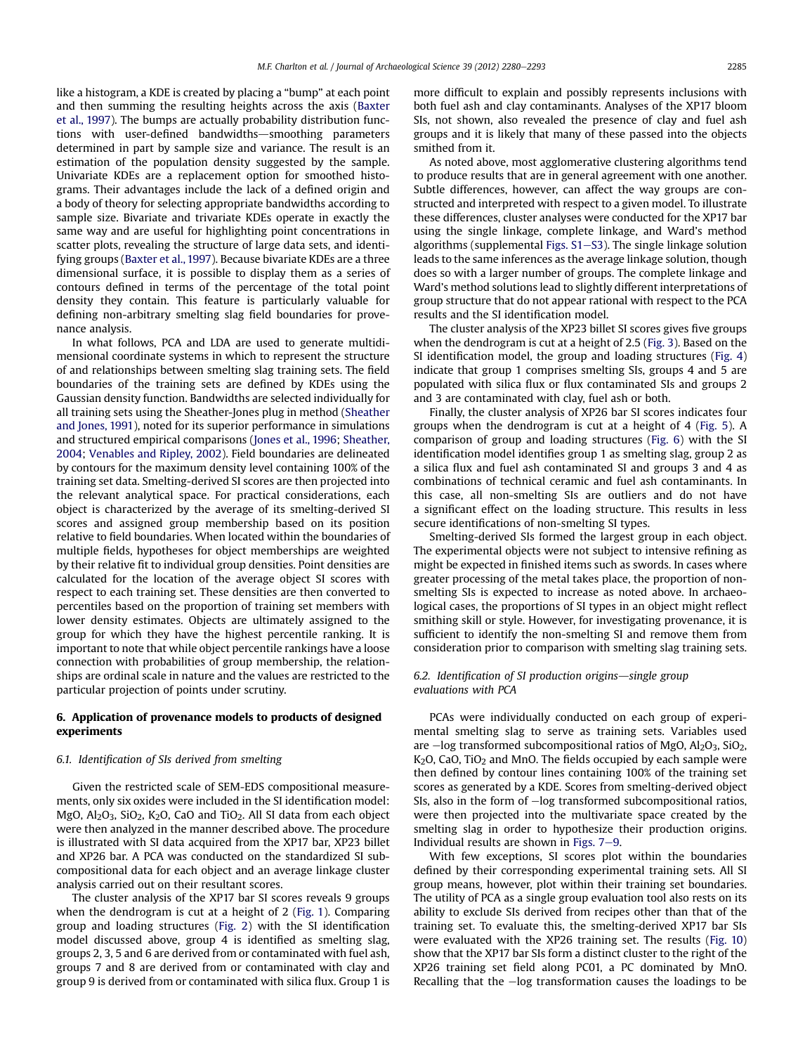like a histogram, a KDE is created by placing a "bump" at each point and then summing the resulting heights across the axis (Baxter et al., 1997). The bumps are actually probability distribution functions with user-defined bandwidths—smoothing parameters determined in part by sample size and variance. The result is an estimation of the population density suggested by the sample. Univariate KDEs are a replacement option for smoothed histograms. Their advantages include the lack of a defined origin and a body of theory for selecting appropriate bandwidths according to sample size. Bivariate and trivariate KDEs operate in exactly the same way and are useful for highlighting point concentrations in scatter plots, revealing the structure of large data sets, and identifying groups (Baxter et al., 1997). Because bivariate KDEs are a three dimensional surface, it is possible to display them as a series of contours defined in terms of the percentage of the total point density they contain. This feature is particularly valuable for defining non-arbitrary smelting slag field boundaries for provenance analysis.

In what follows, PCA and LDA are used to generate multidimensional coordinate systems in which to represent the structure of and relationships between smelting slag training sets. The field boundaries of the training sets are defined by KDEs using the Gaussian density function. Bandwidths are selected individually for all training sets using the Sheather-Jones plug in method (Sheather and Jones, 1991), noted for its superior performance in simulations and structured empirical comparisons (Jones et al., 1996; Sheather, 2004; Venables and Ripley, 2002). Field boundaries are delineated by contours for the maximum density level containing 100% of the training set data. Smelting-derived SI scores are then projected into the relevant analytical space. For practical considerations, each object is characterized by the average of its smelting-derived SI scores and assigned group membership based on its position relative to field boundaries. When located within the boundaries of multiple fields, hypotheses for object memberships are weighted by their relative fit to individual group densities. Point densities are calculated for the location of the average object SI scores with respect to each training set. These densities are then converted to percentiles based on the proportion of training set members with lower density estimates. Objects are ultimately assigned to the group for which they have the highest percentile ranking. It is important to note that while object percentile rankings have a loose connection with probabilities of group membership, the relationships are ordinal scale in nature and the values are restricted to the particular projection of points under scrutiny.

## 6. Application of provenance models to products of designed experiments

### 6.1. Identification of SIs derived from smelting

Given the restricted scale of SEM-EDS compositional measurements, only six oxides were included in the SI identification model: MgO, $Al_2O_3$, $SiO_2$, $K_2O$, CaO and $TiO_2$. All SI data from each object were then analyzed in the manner described above. The procedure is illustrated with SI data acquired from the XP17 bar, XP23 billet and XP26 bar. A PCA was conducted on the standardized SI subcompositional data for each object and an average linkage cluster analysis carried out on their resultant scores.

The cluster analysis of the XP17 bar SI scores reveals 9 groups when the dendrogram is cut at a height of 2 (Fig. 1). Comparing group and loading structures (Fig. 2) with the SI identification model discussed above, group 4 is identified as smelting slag, groups 2, 3, 5 and 6 are derived from or contaminated with fuel ash, groups 7 and 8 are derived from or contaminated with clay and group 9 is derived from or contaminated with silica flux. Group 1 is more difficult to explain and possibly represents inclusions with both fuel ash and clay contaminants. Analyses of the XP17 bloom SIs, not shown, also revealed the presence of clay and fuel ash groups and it is likely that many of these passed into the objects smithed from it.

As noted above, most agglomerative clustering algorithms tend to produce results that are in general agreement with one another. Subtle differences, however, can affect the way groups are constructed and interpreted with respect to a given model. To illustrate these differences, cluster analyses were conducted for the XP17 bar using the single linkage, complete linkage, and Ward's method algorithms (supplemental Figs. S1–S3). The single linkage solution leads to the same inferences as the average linkage solution, though does so with a larger number of groups. The complete linkage and Ward's method solutions lead to slightly different interpretations of group structure that do not appear rational with respect to the PCA results and the SI identification model.

The cluster analysis of the XP23 billet SI scores gives five groups when the dendrogram is cut at a height of 2.5 (Fig. 3). Based on the SI identification model, the group and loading structures (Fig. 4) indicate that group 1 comprises smelting SIs, groups 4 and 5 are populated with silica flux or flux contaminated SIs and groups 2 and 3 are contaminated with clay, fuel ash or both.

Finally, the cluster analysis of XP26 bar SI scores indicates four groups when the dendrogram is cut at a height of 4 (Fig. 5). A comparison of group and loading structures (Fig. 6) with the SI identification model identifies group 1 as smelting slag, group 2 as a silica flux and fuel ash contaminated SI and groups 3 and 4 as combinations of technical ceramic and fuel ash contaminants. In this case, all non-smelting SIs are outliers and do not have a significant effect on the loading structure. This results in less secure identifications of non-smelting SI types.

Smelting-derived SIs formed the largest group in each object. The experimental objects were not subject to intensive refining as might be expected in finished items such as swords. In cases where greater processing of the metal takes place, the proportion of non-smelting SIs is expected to increase as noted above. In archaeological cases, the proportions of SI types in an object might reflect smithing skill or style. However, for investigating provenance, it is sufficient to identify the non-smelting SI and remove them from consideration prior to comparison with smelting slag training sets.

### 6.2. Identification of SI production origins—single group evaluations with PCA

PCAs were individually conducted on each group of experimental smelting slag to serve as training sets. Variables used are −log transformed subcompositional ratios of MgO, $Al_2O_3$, $SiO_2$, $K_2O$, CaO, $TiO_2$ and MnO. The fields occupied by each sample were then defined by contour lines containing 100% of the training set scores as generated by a KDE. Scores from smelting-derived object SIs, also in the form of −log transformed subcompositional ratios, were then projected into the multivariate space created by the smelting slag in order to hypothesize their production origins. Individual results are shown in Figs. 7–9.

With few exceptions, SI scores plot within the boundaries defined by their corresponding experimental training sets. All SI group means, however, plot within their training set boundaries. The utility of PCA as a single group evaluation tool also rests on its ability to exclude SIs derived from recipes other than that of the training set. To evaluate this, the smelting-derived XP17 bar SIs were evaluated with the XP26 training set. The results (Fig. 10) show that the XP17 bar SIs form a distinct cluster to the right of the XP26 training set field along PC01, a PC dominated by MnO. Recalling that the −log transformation causes the loadings to be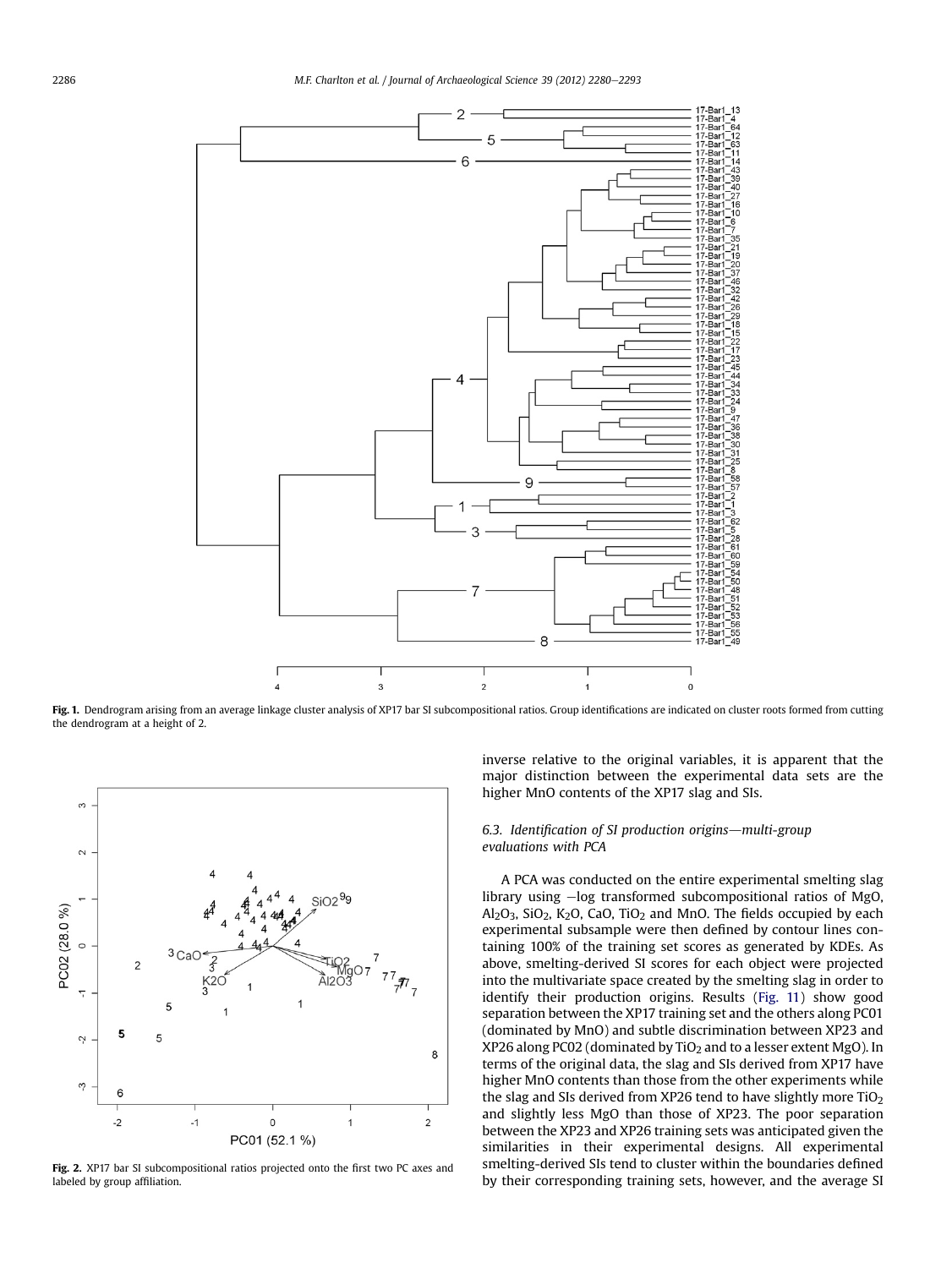Fig. 1. Dendrogram arising from an average linkage cluster analysis of XP17 bar SI subcompositional ratios. Group identifications are indicated on cluster roots formed from cutting the dendrogram at a height of 2.

Fig. 2. XP17 bar SI subcompositional ratios projected onto the first two PC axes and labeled by group affiliation.

inverse relative to the original variables, it is apparent that the major distinction between the experimental data sets are the higher MnO contents of the XP17 slag and SIs.

### 6.3. Identification of SI production origins—multi-group evaluations with PCA

A PCA was conducted on the entire experimental smelting slag library using −log transformed subcompositional ratios of MgO, $Al_2O_3$, $SiO_2$, $K_2O$, CaO, $TiO_2$ and MnO. The fields occupied by each experimental subsample were then defined by contour lines containing 100% of the training set scores as generated by KDEs. As above, smelting-derived SI scores for each object were projected into the multivariate space created by the smelting slag in order to identify their production origins. Results (Fig. 11) show good separation between the XP17 training set and the others along PC01 (dominated by MnO) and subtle discrimination between XP23 and XP26 along PC02 (dominated by $TiO_2$ and to a lesser extent MgO). In terms of the original data, the slag and SIs derived from XP17 have higher MnO contents than those from the other experiments while the slag and SIs derived from XP26 tend to have slightly more $TiO_2$ and slightly less MgO than those of XP23. The poor separation between the XP23 and XP26 training sets was anticipated given the similarities in their experimental designs. All experimental smelting-derived SIs tend to cluster within the boundaries defined by their corresponding training sets, however, and the average SI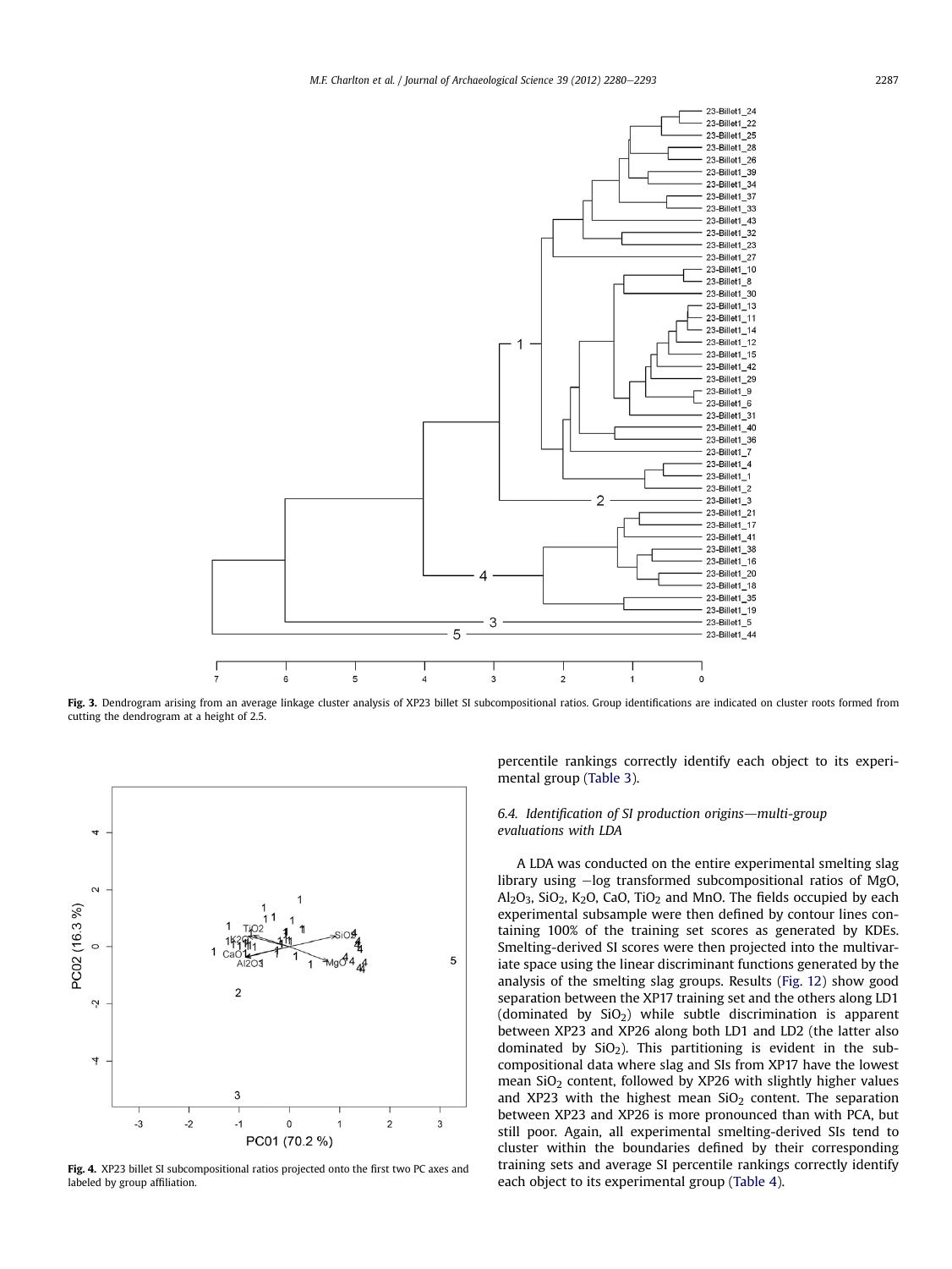Fig. 3. Dendrogram arising from an average linkage cluster analysis of XP23 billet SI subcompositional ratios. Group identifications are indicated on cluster roots formed from cutting the dendrogram at a height of 2.5.

Fig. 4. XP23 billet SI subcompositional ratios projected onto the first two PC axes and labeled by group affiliation.

percentile rankings correctly identify each object to its experimental group (Table 3).

### 6.4. Identification of SI production origins—multi-group evaluations with LDA

A LDA was conducted on the entire experimental smelting slag library using −log transformed subcompositional ratios of MgO, $Al_2O_3$, $SiO_2$, $K_2O$, CaO, $TiO_2$ and MnO. The fields occupied by each experimental subsample were then defined by contour lines containing 100% of the training set scores as generated by KDEs. Smelting-derived SI scores were then projected into the multivariate space using the linear discriminant functions generated by the analysis of the smelting slag groups. Results (Fig. 12) show good separation between the XP17 training set and the others along LD1 (dominated by $SiO_2$) while subtle discrimination is apparent between XP23 and XP26 along both LD1 and LD2 (the latter also dominated by $SiO_2$). This partitioning is evident in the subcompositional data where slag and SIs from XP17 have the lowest mean $SiO_2$ content, followed by XP26 with slightly higher values and XP23 with the highest mean $SiO_2$ content. The separation between XP23 and XP26 is more pronounced than with PCA, but still poor. Again, all experimental smelting-derived SIs tend to cluster within the boundaries defined by their corresponding training sets and average SI percentile rankings correctly identify each object to its experimental group (Table 4).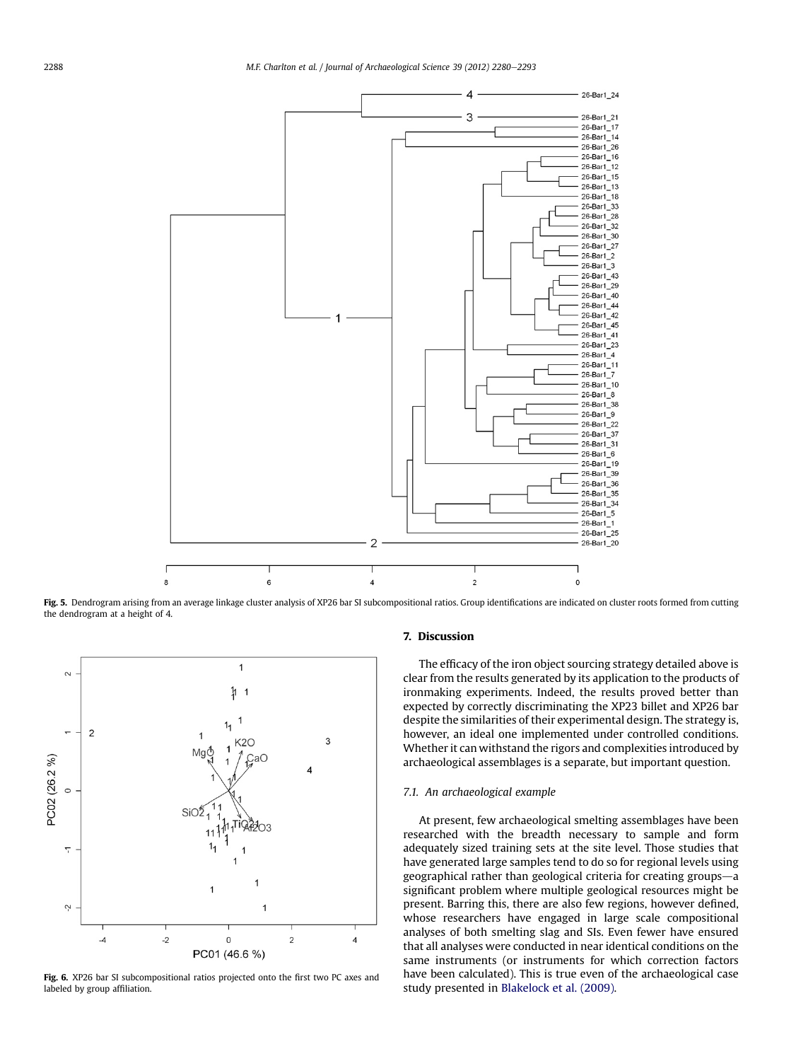Fig. 5. Dendrogram arising from an average linkage cluster analysis of XP26 bar SI subcompositional ratios. Group identifications are indicated on cluster roots formed from cutting the dendrogram at a height of 4.

Fig. 6. XP26 bar SI subcompositional ratios projected onto the first two PC axes and labeled by group affiliation.

## 7. Discussion

The efficacy of the iron object sourcing strategy detailed above is clear from the results generated by its application to the products of ironmaking experiments. Indeed, the results proved better than expected by correctly discriminating the XP23 billet and XP26 bar despite the similarities of their experimental design. The strategy is, however, an ideal one implemented under controlled conditions. Whether it can withstand the rigors and complexities introduced by archaeological assemblages is a separate, but important question.

### 7.1. An archaeological example

At present, few archaeological smelting assemblages have been researched with the breadth necessary to sample and form adequately sized training sets at the site level. Those studies that have generated large samples tend to do so for regional levels using geographical rather than geological criteria for creating groups—a significant problem where multiple geological resources might be present. Barring this, there are also few regions, however defined, whose researchers have engaged in large scale compositional analyses of both smelting slag and SIs. Even fewer have ensured that all analyses were conducted in near identical conditions on the same instruments (or instruments for which correction factors have been calculated). This is true even of the archaeological case study presented in Blakelock et al. (2009).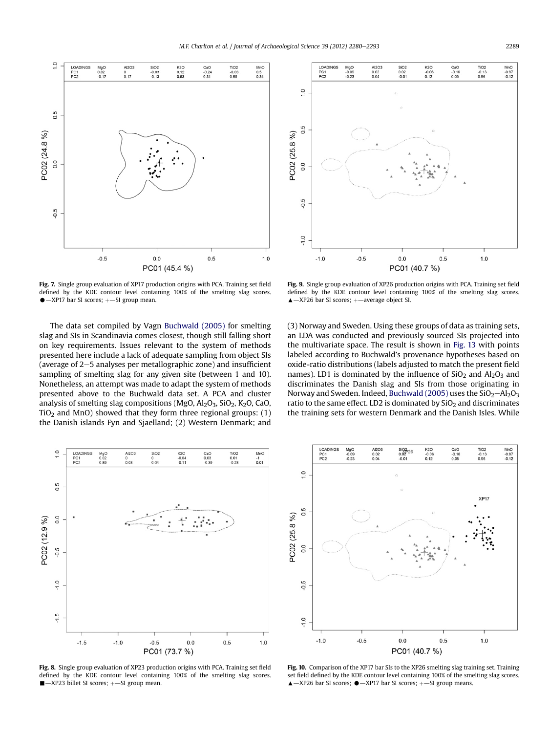Fig. 7. Single group evaluation of XP17 production origins with PCA. Training set field defined by the KDE contour level containing 100% of the smelting slag scores. ●—XP17 bar SI scores; +—SI group mean.

Fig. 9. Single group evaluation of XP26 production origins with PCA. Training set field defined by the KDE contour level containing 100% of the smelting slag scores. ▲—XP26 bar SI scores; +—average object SI.

The data set compiled by Vagn Buchwald (2005) for smelting slag and SIs in Scandinavia comes closest, though still falling short on key requirements. Issues relevant to the system of methods presented here include a lack of adequate sampling from object SIs (average of 2–5 analyses per metallographic zone) and insufficient sampling of smelting slag for any given site (between 1 and 10). Nonetheless, an attempt was made to adapt the system of methods presented above to the Buchwald data set. A PCA and cluster analysis of smelting slag compositions (MgO, $Al_2O_3$, $SiO_2$, $K_2O$, CaO, $TiO_2$ and MnO) showed that they form three regional groups: (1) the Danish islands Fyn and Sjaelland; (2) Western Denmark; and (3) Norway and Sweden. Using these groups of data as training sets, an LDA was conducted and previously sourced SIs projected into the multivariate space. The result is shown in Fig. 13 with points labeled according to Buchwald's provenance hypotheses based on oxide-ratio distributions (labels adjusted to match the present field names). LD1 is dominated by the influence of $SiO_2$ and $Al_2O_3$ and discriminates the Danish slag and SIs from those originating in Norway and Sweden. Indeed, Buchwald (2005) uses the $SiO_2$–$Al_2O_3$ ratio to the same effect. LD2 is dominated by $SiO_2$ and discriminates the training sets for western Denmark and the Danish Isles. While

Fig. 8. Single group evaluation of XP23 production origins with PCA. Training set field defined by the KDE contour level containing 100% of the smelting slag scores. ■—XP23 billet SI scores; +—SI group mean.

Fig. 10. Comparison of the XP17 bar SIs to the XP26 smelting slag training set. Training set field defined by the KDE contour level containing 100% of the smelting slag scores. ▲—XP26 bar SI scores; ●—XP17 bar SI scores; +—SI group means.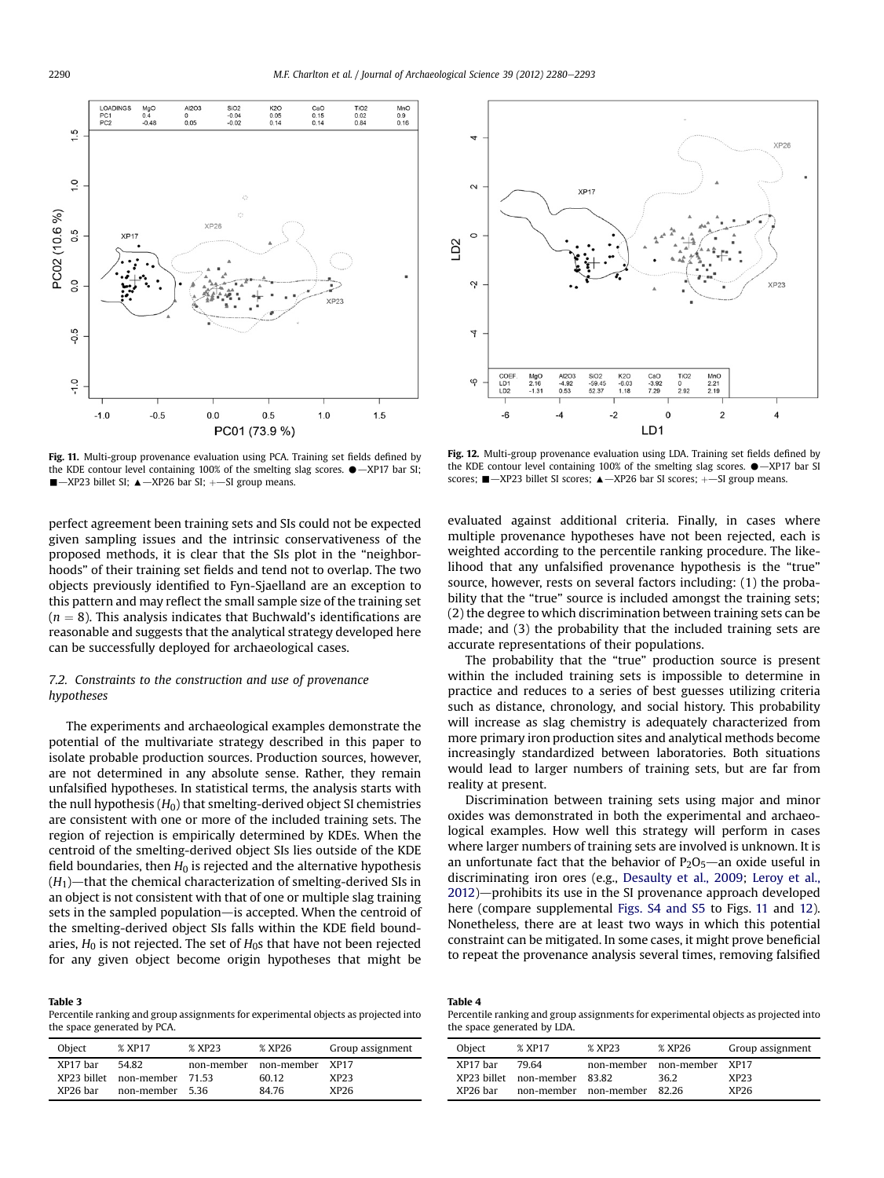Fig. 11. Multi-group provenance evaluation using PCA. Training set fields defined by the KDE contour level containing 100% of the smelting slag scores. ●—XP17 bar SI; ■—XP23 billet SI; ▲—XP26 bar SI; +—SI group means.

Fig. 12. Multi-group provenance evaluation using LDA. Training set fields defined by the KDE contour level containing 100% of the smelting slag scores. ●—XP17 bar SI scores; ■—XP23 billet SI scores; ▲—XP26 bar SI scores; +—SI group means.

perfect agreement been training sets and SIs could not be expected given sampling issues and the intrinsic conservativeness of the proposed methods, it is clear that the SIs plot in the "neighborhoods" of their training set fields and tend not to overlap. The two objects previously identified to Fyn-Sjaelland are an exception to this pattern and may reflect the small sample size of the training set ($n = 8$). This analysis indicates that Buchwald's identifications are reasonable and suggests that the analytical strategy developed here can be successfully deployed for archaeological cases.

### 7.2. Constraints to the construction and use of provenance hypotheses

The experiments and archaeological examples demonstrate the potential of the multivariate strategy described in this paper to isolate probable production sources. Production sources, however, are not determined in any absolute sense. Rather, they remain unfalsified hypotheses. In statistical terms, the analysis starts with the null hypothesis ($H_0$) that smelting-derived object SI chemistries are consistent with one or more of the included training sets. The region of rejection is empirically determined by KDEs. When the centroid of the smelting-derived object SIs lies outside of the KDE field boundaries, then $H_0$ is rejected and the alternative hypothesis ($H_1$)—that the chemical characterization of smelting-derived SIs in an object is not consistent with that of one or multiple slag training sets in the sampled population—is accepted. When the centroid of the smelting-derived object SIs falls within the KDE field boundaries, $H_0$ is not rejected. The set of $H_0$s that have not been rejected for any given object become origin hypotheses that might be evaluated against additional criteria. Finally, in cases where multiple provenance hypotheses have not been rejected, each is weighted according to the percentile ranking procedure. The likelihood that any unfalsified provenance hypothesis is the "true" source, however, rests on several factors including: (1) the probability that the "true" source is included amongst the training sets; (2) the degree to which discrimination between training sets can be made; and (3) the probability that the included training sets are accurate representations of their populations.

The probability that the "true" production source is present within the included training sets is impossible to determine in practice and reduces to a series of best guesses utilizing criteria such as distance, chronology, and social history. This probability will increase as slag chemistry is adequately characterized from more primary iron production sites and analytical methods become increasingly standardized between laboratories. Both situations would lead to larger numbers of training sets, but are far from reality at present.

Discrimination between training sets using major and minor oxides was demonstrated in both the experimental and archaeological examples. How well this strategy will perform in cases where larger numbers of training sets are involved is unknown. It is an unfortunate fact that the behavior of $P_2O_5$—an oxide useful in discriminating iron ores (e.g., Desaulty et al., 2009; Leroy et al., 2012)—prohibits its use in the SI provenance approach developed here (compare supplemental Figs. S4 and S5 to Figs. 11 and 12). Nonetheless, there are at least two ways in which this potential constraint can be mitigated. In some cases, it might prove beneficial to repeat the provenance analysis several times, removing falsified

**Table 3**
Percentile ranking and group assignments for experimental objects as projected into the space generated by PCA.

| Object | % XP17 | % XP23 | % XP26 | Group assignment |
|---|---|---|---|---|
| XP17 bar | 54.82 | non-member | non-member | XP17 |
| XP23 billet | non-member | 71.53 | 60.12 | XP23 |
| XP26 bar | non-member | 5.36 | 84.76 | XP26 |

**Table 4**
Percentile ranking and group assignments for experimental objects as projected into the space generated by LDA.

| Object | % XP17 | % XP23 | % XP26 | Group assignment |
|---|---|---|---|---|
| XP17 bar | 79.64 | non-member | non-member | XP17 |
| XP23 billet | non-member | 83.82 | 36.2 | XP23 |
| XP26 bar | non-member | non-member | 82.26 | XP26 |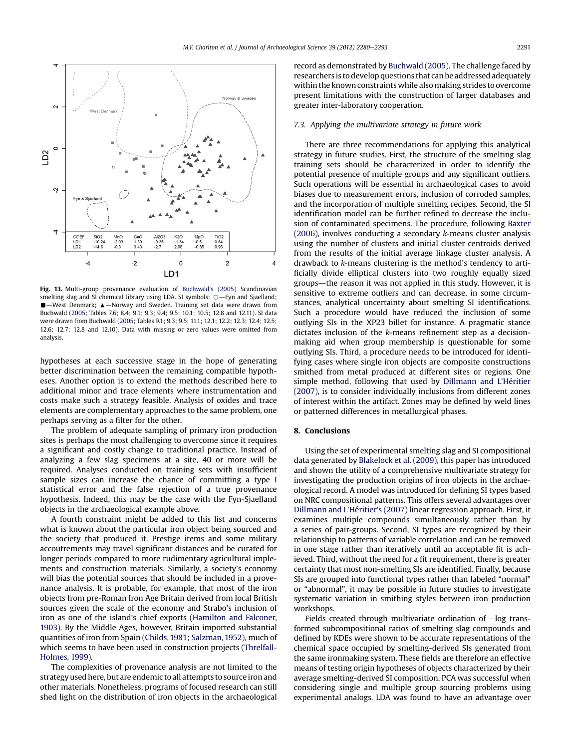| COEF. | SiO2 | MnO | CaO | Al2O3 | K2O | MgO | TiO2 |
|---|---|---|---|---|---|---|---|
| LD1 | -10.24 | -2.03 | 1.39 | -9.35 | -1.34 | -0.5 | 0.64 |
| LD2 | -14.6 | -0.3 | 3.43 | -2.7 | 2.06 | -0.85 | 0.93 |

**Fig. 13.** Multi-group provenance evaluation of Buchwald's (2005) Scandinavian smelting slag and SI chemical library using LDA. SI symbols: ○—Fyn and Sjaelland; ■—West Denmark; ▲—Norway and Sweden. Training set data were drawn from Buchwald (2005; Tables 7.6; 8.4; 9.1; 9.3; 9.4; 9.5; 10.1; 10.5; 12.8 and 12.11). SI data were drawn from Buchwald (2005; Tables 9.1; 9.3; 9.5; 11.1; 12.1; 12.2; 12.3; 12.4; 12.5; 12.6; 12.7; 12.8 and 12.10). Data with missing or zero values were omitted from analysis.

hypotheses at each successive stage in the hope of generating better discrimination between the remaining compatible hypotheses. Another option is to extend the methods described here to additional minor and trace elements where instrumentation and costs make such a strategy feasible. Analysis of oxides and trace elements are complementary approaches to the same problem, one perhaps serving as a filter for the other.

The problem of adequate sampling of primary iron production sites is perhaps the most challenging to overcome since it requires a significant and costly change to traditional practice. Instead of analyzing a few slag specimens at a site, 40 or more will be required. Analyses conducted on training sets with insufficient sample sizes can increase the chance of committing a type I statistical error and the false rejection of a true provenance hypothesis. Indeed, this may be the case with the Fyn-Sjaelland objects in the archaeological example above.

A fourth constraint might be added to this list and concerns what is known about the particular iron object being sourced and the society that produced it. Prestige items and some military accoutrements may travel significant distances and be curated for longer periods compared to more rudimentary agricultural implements and construction materials. Similarly, a society's economy will bias the potential sources that should be included in a provenance analysis. It is probable, for example, that most of the iron objects from pre-Roman Iron Age Britain derived from local British sources given the scale of the economy and Strabo's inclusion of iron as one of the island's chief exports (Hamilton and Falconer, 1903). By the Middle Ages, however, Britain imported substantial quantities of iron from Spain (Childs, 1981; Salzman, 1952), much of which seems to have been used in construction projects (Threlfall-Holmes, 1999).

The complexities of provenance analysis are not limited to the strategy used here, but are endemic to all attempts to source iron and other materials. Nonetheless, programs of focused research can still shed light on the distribution of iron objects in the archaeological record as demonstrated by Buchwald (2005). The challenge faced by researchers is to develop questions that can be addressed adequately within the known constraints while also making strides to overcome present limitations with the construction of larger databases and greater inter-laboratory cooperation.

### 7.3. Applying the multivariate strategy in future work

There are three recommendations for applying this analytical strategy in future studies. First, the structure of the smelting slag training sets should be characterized in order to identify the potential presence of multiple groups and any significant outliers. Such operations will be essential in archaeological cases to avoid biases due to measurement errors, inclusion of corroded samples, and the incorporation of multiple smelting recipes. Second, the SI identification model can be further refined to decrease the inclusion of contaminated specimens. The procedure, following Baxter (2006), involves conducting a secondary *k*-means cluster analysis using the number of clusters and initial cluster centroids derived from the results of the initial average linkage cluster analysis. A drawback to *k*-means clustering is the method's tendency to artificially divide elliptical clusters into two roughly equally sized groups—the reason it was not applied in this study. However, it is sensitive to extreme outliers and can decrease, in some circumstances, analytical uncertainty about smelting SI identifications. Such a procedure would have reduced the inclusion of some outlying SIs in the XP23 billet for instance. A pragmatic stance dictates inclusion of the *k*-means refinement step as a decision-making aid when group membership is questionable for some outlying SIs. Third, a procedure needs to be introduced for identifying cases where single iron objects are composite constructions smithed from metal produced at different sites or regions. One simple method, following that used by Dillmann and L'Héritier (2007), is to consider individually inclusions from different zones of interest within the artifact. Zones may be defined by weld lines or patterned differences in metallurgical phases.

## 8. Conclusions

Using the set of experimental smelting slag and SI compositional data generated by Blakelock et al. (2009), this paper has introduced and shown the utility of a comprehensive multivariate strategy for investigating the production origins of iron objects in the archaeological record. A model was introduced for defining SI types based on NRC compositional patterns. This offers several advantages over Dillmann and L'Héritier's (2007) linear regression approach. First, it examines multiple compounds simultaneously rather than by a series of pair-groups. Second, SI types are recognized by their relationship to patterns of variable correlation and can be removed in one stage rather than iteratively until an acceptable fit is achieved. Third, without the need for a fit requirement, there is greater certainty that most non-smelting SIs are identified. Finally, because SIs are grouped into functional types rather than labeled "normal" or "abnormal", it may be possible in future studies to investigate systematic variation in smithing styles between iron production workshops.

Fields created through multivariate ordination of −log transformed subcompositional ratios of smelting slag compounds and defined by KDEs were shown to be accurate representations of the chemical space occupied by smelting-derived SIs generated from the same ironmaking system. These fields are therefore an effective means of testing origin hypotheses of objects characterized by their average smelting-derived SI composition. PCA was successful when considering single and multiple group sourcing problems using experimental analogs. LDA was found to have an advantage over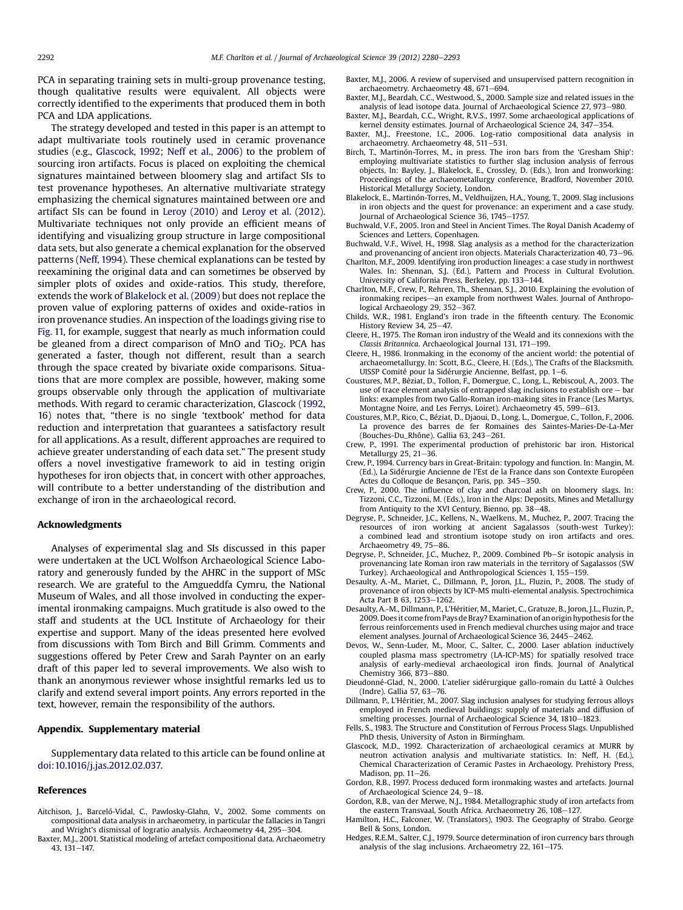PCA in separating training sets in multi-group provenance testing, though qualitative results were equivalent. All objects were correctly identified to the experiments that produced them in both PCA and LDA applications.

The strategy developed and tested in this paper is an attempt to adapt multivariate tools routinely used in ceramic provenance studies (e.g., Glascock, 1992; Neff et al., 2006) to the problem of sourcing iron artifacts. Focus is placed on exploiting the chemical signatures maintained between bloomery slag and artifact SIs to test provenance hypotheses. An alternative multivariate strategy emphasizing the chemical signatures maintained between ore and artifact SIs can be found in Leroy (2010) and Leroy et al. (2012). Multivariate techniques not only provide an efficient means of identifying and visualizing group structure in large compositional data sets, but also generate a chemical explanation for the observed patterns (Neff, 1994). These chemical explanations can be tested by reexamining the original data and can sometimes be observed by simpler plots of oxides and oxide-ratios. This study, therefore, extends the work of Blakelock et al. (2009) but does not replace the proven value of exploring patterns of oxides and oxide-ratios in iron provenance studies. An inspection of the loadings giving rise to Fig. 11, for example, suggest that nearly as much information could be gleaned from a direct comparison of MnO and $TiO_2$. PCA has generated a faster, though not different, result than a search through the space created by bivariate oxide comparisons. Situations that are more complex are possible, however, making some groups observable only through the application of multivariate methods. With regard to ceramic characterization, Glascock (1992, 16) notes that, "there is no single 'textbook' method for data reduction and interpretation that guarantees a satisfactory result for all applications. As a result, different approaches are required to achieve greater understanding of each data set." The present study offers a novel investigative framework to aid in testing origin hypotheses for iron objects that, in concert with other approaches, will contribute to a better understanding of the distribution and exchange of iron in the archaeological record.

## Acknowledgments

Analyses of experimental slag and SIs discussed in this paper were undertaken at the UCL Wolfson Archaeological Science Laboratory and generously funded by the AHRC in the support of MSc research. We are grateful to the Amgueddfa Cymru, the National Museum of Wales, and all those involved in conducting the experimental ironmaking campaigns. Much gratitude is also owed to the staff and students at the UCL Institute of Archaeology for their expertise and support. Many of the ideas presented here evolved from discussions with Tom Birch and Bill Grimm. Comments and suggestions offered by Peter Crew and Sarah Paynter on an early draft of this paper led to several improvements. We also wish to thank an anonymous reviewer whose insightful remarks led us to clarify and extend several import points. Any errors reported in the text, however, remain the responsibility of the authors.

## Appendix. Supplementary material

Supplementary data related to this article can be found online at doi:10.1016/j.jas.2012.02.037.

## References

Aitchison, J., Barceló-Vidal, C., Pawlosky-Glahn, V., 2002. Some comments on compositional data analysis in archaeometry, in particular the fallacies in Tangri and Wright's dismissal of logratio analysis. Archaeometry 44, 295–304.

Baxter, M.J., 2001. Statistical modeling of artefact compositional data. Archaeometry 43, 131–147.

Baxter, M.J., 2006. A review of supervised and unsupervised pattern recognition in archaeometry. Archaeometry 48, 671–694.

Baxter, M.J., Beardah, C.C., Westwood, S., 2000. Sample size and related issues in the analysis of lead isotope data. Journal of Archaeological Science 27, 973–980.

Baxter, M.J., Beardah, C.C., Wright, R.V.S., 1997. Some archaeological applications of kernel density estimates. Journal of Archaeological Science 24, 347–354.

Baxter, M.J., Freestone, I.C., 2006. Log-ratio compositional data analysis in archaeometry. Archaeometry 48, 511–531.

Birch, T., Martinón-Torres, M., in press. The iron bars from the 'Gresham Ship': employing multivariate statistics to further slag inclusion analysis of ferrous objects, In: Bayley, J., Blakelock, E., Crossley, D. (Eds.), Iron and Ironworking: Proceedings of the archaeometallurgy conference, Bradford, November 2010. Historical Metallurgy Society, London.

Blakelock, E., Martinón-Torres, M., Veldhuijzen, H.A., Young, T., 2009. Slag inclusions in iron objects and the quest for provenance: an experiment and a case study. Journal of Archaeological Science 36, 1745–1757.

Buchwald, V.F., 2005. Iron and Steel in Ancient Times. The Royal Danish Academy of Sciences and Letters, Copenhagen.

Buchwald, V.F., Wivel, H., 1998. Slag analysis as a method for the characterization and provenancing of ancient iron objects. Materials Characterization 40, 73–96.

Charlton, M.F., 2009. Identifying iron production lineages: a case study in northwest Wales. In: Shennan, S.J. (Ed.), Pattern and Process in Cultural Evolution. University of California Press, Berkeley, pp. 133–144.

Charlton, M.F., Crew, P., Rehren, Th., Shennan, S.J., 2010. Explaining the evolution of ironmaking recipes—an example from northwest Wales. Journal of Anthropological Archaeology 29, 352–367.

Childs, W.R., 1981. England's iron trade in the fifteenth century. The Economic History Review 34, 25–47.

Cleere, H., 1975. The Roman iron industry of the Weald and its connexions with the *Classis Britannica*. Archaeological Journal 131, 171–199.

Cleere, H., 1986. Ironmaking in the economy of the ancient world: the potential of archaeometallurgy. In: Scott, B.G., Cleere, H. (Eds.), The Crafts of the Blacksmith. UISSP Comité pour la Sidérurgie Ancienne, Belfast, pp. 1–6.

Coustures, M.P., Béziat, D., Tollon, F., Domergue, C., Long, L., Rebiscoul, A., 2003. The use of trace element analysis of entrapped slag inclusions to establish ore – bar links: examples from two Gallo-Roman iron-making sites in France (Les Martys, Montagne Noire, and Les Ferrys, Loiret). Archaeometry 45, 599–613.

Coustures, M.P., Rico, C., Béziat, D., Djaoui, D., Long, L., Domergue, C., Tollon, F., 2006. La provence des barres de fer Romaines des Saintes-Maries-De-La-Mer (Bouches-Du_Rhône). Gallia 63, 243–261.

Crew, P., 1991. The experimental production of prehistoric bar iron. Historical Metallurgy 25, 21–36.

Crew, P., 1994. Currency bars in Great-Britain: typology and function. In: Mangin, M. (Ed.), La Sidérurgie Ancienne de l'Est de la France dans son Contexte Européen Actes du Colloque de Besançon, Paris, pp. 345–350.

Crew, P., 2000. The influence of clay and charcoal ash on bloomery slags. In: Tizzoni, C.C., Tizzoni, M. (Eds.), Iron in the Alps: Deposits, Mines and Metallurgy from Antiquity to the XVI Century, Bienno, pp. 38–48.

Degryse, P., Schneider, J.C., Kellens, N., Waelkens, M., Muchez, P., 2007. Tracing the resources of iron working at ancient Sagalassos (south-west Turkey): a combined lead and strontium isotope study on iron artifacts and ores. Archaeometry 49, 75–86.

Degryse, P., Schneider, J.C., Muchez, P., 2009. Combined Pb–Sr isotopic analysis in provenancing late Roman iron raw materials in the territory of Sagalassos (SW Turkey). Archaeological and Anthropological Sciences 1, 155–159.

Desaulty, A.-M., Mariet, C., Dillmann, P., Joron, J.L., Fluzin, P., 2008. The study of provenance of iron objects by ICP-MS multi-elemental analysis. Spectrochimica Acta Part B 63, 1253–1262.

Desaulty, A.-M., Dillmann, P., L'Héritier, M., Mariet, C., Gratuze, B., Joron, J.L., Fluzin, P., 2009. Does it come from Pays de Bray? Examination of an origin hypothesis for the ferrous reinforcements used in French medieval churches using major and trace element analyses. Journal of Archaeological Science 36, 2445–2462.

Devos, W., Senn-Luder, M., Moor, C., Salter, C., 2000. Laser ablation inductively coupled plasma mass spectrometry (LA-ICP-MS) for spatially resolved trace analysis of early-medieval archaeological iron finds. Journal of Analytical Chemistry 366, 873–880.

Dieudonné-Glad, N., 2000. L'atelier sidérurgique gallo-romain du Latté à Oulches (Indre). Gallia 57, 63–76.

Dillmann, P., L'Héritier, M., 2007. Slag inclusion analyses for studying ferrous alloys employed in French medieval buildings: supply of materials and diffusion of smelting processes. Journal of Archaeological Science 34, 1810–1823.

Fells, S., 1983. The Structure and Constitution of Ferrous Process Slags. Unpublished PhD thesis, University of Aston in Birmingham.

Glascock, M.D., 1992. Characterization of archaeological ceramics at MURR by neutron activation analysis and multivariate statistics. In: Neff, H. (Ed.), Chemical Characterization of Ceramic Pastes in Archaeology. Prehistory Press, Madison, pp. 11–26.

Gordon, R.B., 1997. Process deduced form ironmaking wastes and artefacts. Journal of Archaeological Science 24, 9–18.

Gordon, R.B., van der Merwe, N.J., 1984. Metallographic study of iron artefacts from the eastern Transvaal, South Africa. Archaeometry 26, 108–127.

Hamilton, H.C., Falconer, W. (Translators), 1903. The Geography of Strabo. George Bell & Sons, London.

Hedges, R.E.M., Salter, C.J., 1979. Source determination of iron currency bars through analysis of the slag inclusions. Archaeometry 22, 161–175.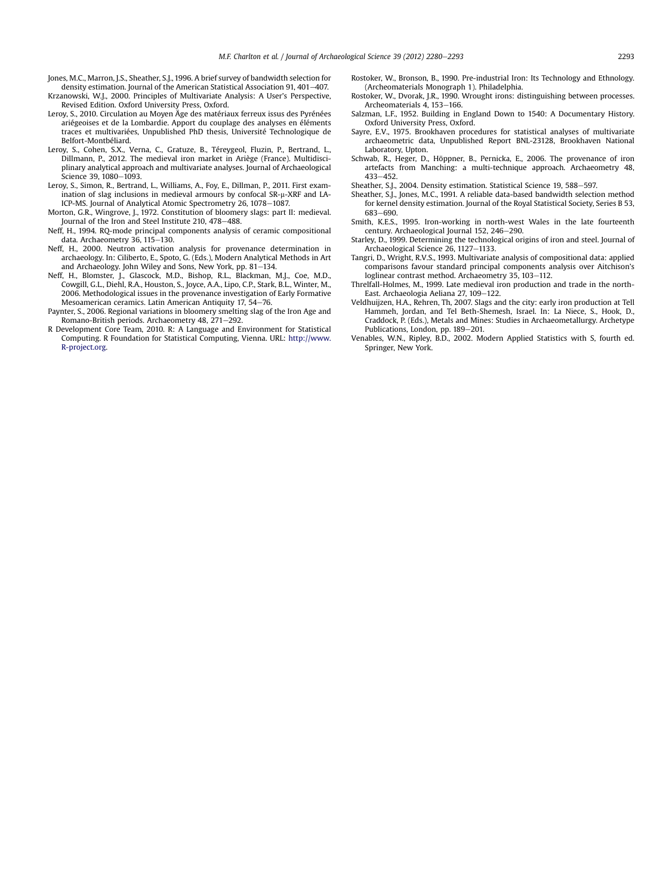Jones, M.C., Marron, J.S., Sheather, S.J., 1996. A brief survey of bandwidth selection for density estimation. Journal of the American Statistical Association 91, 401–407.

Krzanowski, W.J., 2000. Principles of Multivariate Analysis: A User's Perspective, Revised Edition. Oxford University Press, Oxford.

Leroy, S., 2010. Circulation au Moyen Âge des matériaux ferreux issus des Pyrénées ariégeoises et de la Lombardie. Apport du couplage des analyses en éléments traces et multivariées, Unpublished PhD thesis, Université Technologique de Belfort-Montbéliard.

Leroy, S., Cohen, S.X., Verna, C., Gratuze, B., Téreygeol, Fluzin, P., Bertrand, L., Dillmann, P., 2012. The medieval iron market in Ariège (France). Multidisciplinary analytical approach and multivariate analyses. Journal of Archaeological Science 39, 1080–1093.

Leroy, S., Simon, R., Bertrand, L., Williams, A., Foy, E., Dillman, P., 2011. First examination of slag inclusions in medieval armours by confocal SR-μ-XRF and LA-ICP-MS. Journal of Analytical Atomic Spectrometry 26, 1078–1087.

Morton, G.R., Wingrove, J., 1972. Constitution of bloomery slags: part II: medieval. Journal of the Iron and Steel Institute 210, 478–488.

Neff, H., 1994. RQ-mode principal components analysis of ceramic compositional data. Archaeometry 36, 115–130.

Neff, H., 2000. Neutron activation analysis for provenance determination in archaeology. In: Ciliberto, E., Spoto, G. (Eds.), Modern Analytical Methods in Art and Archaeology. John Wiley and Sons, New York, pp. 81–134.

Neff, H., Blomster, J., Glascock, M.D., Bishop, R.L., Blackman, M.J., Coe, M.D., Cowgill, G.L., Diehl, R.A., Houston, S., Joyce, A.A., Lipo, C.P., Stark, B.L., Winter, M., 2006. Methodological issues in the provenance investigation of Early Formative Mesoamerican ceramics. Latin American Antiquity 17, 54–76.

Paynter, S., 2006. Regional variations in bloomery smelting slag of the Iron Age and Romano-British periods. Archaeometry 48, 271–292.

R Development Core Team, 2010. R: A Language and Environment for Statistical Computing. R Foundation for Statistical Computing, Vienna. URL: http://www.R-project.org.

Rostoker, W., Bronson, B., 1990. Pre-industrial Iron: Its Technology and Ethnology. (Archeomaterials Monograph 1). Philadelphia.

Rostoker, W., Dvorak, J.R., 1990. Wrought irons: distinguishing between processes. Archeomaterials 4, 153–166.

Salzman, L.F., 1952. Building in England Down to 1540: A Documentary History. Oxford University Press, Oxford.

Sayre, E.V., 1975. Brookhaven procedures for statistical analyses of multivariate archaeometric data, Unpublished Report BNL-23128, Brookhaven National Laboratory, Upton.

Schwab, R., Heger, D., Höppner, B., Pernicka, E., 2006. The provenance of iron artefacts from Manching: a multi-technique approach. Archaeometry 48, 433–452.

Sheather, S.J., 2004. Density estimation. Statistical Science 19, 588–597.

Sheather, S.J., Jones, M.C., 1991. A reliable data-based bandwidth selection method for kernel density estimation. Journal of the Royal Statistical Society, Series B 53, 683–690.

Smith, K.E.S., 1995. Iron-working in north-west Wales in the late fourteenth century. Archaeological Journal 152, 246–290.

Starley, D., 1999. Determining the technological origins of iron and steel. Journal of Archaeological Science 26, 1127–1133.

Tangri, D., Wright, R.V.S., 1993. Multivariate analysis of compositional data: applied comparisons favour standard principal components analysis over Aitchison's loglinear contrast method. Archaeometry 35, 103–112.

Threlfall-Holmes, M., 1999. Late medieval iron production and trade in the north-East. Archaeologia Aeliana 27, 109–122.

Veldhuijzen, H.A., Rehren, Th, 2007. Slags and the city: early iron production at Tell Hammeh, Jordan, and Tel Beth-Shemesh, Israel. In: La Niece, S., Hook, D., Craddock, P. (Eds.), Metals and Mines: Studies in Archaeometallurgy. Archetype Publications, London, pp. 189–201.

Venables, W.N., Ripley, B.D., 2002. Modern Applied Statistics with S, fourth ed. Springer, New York.